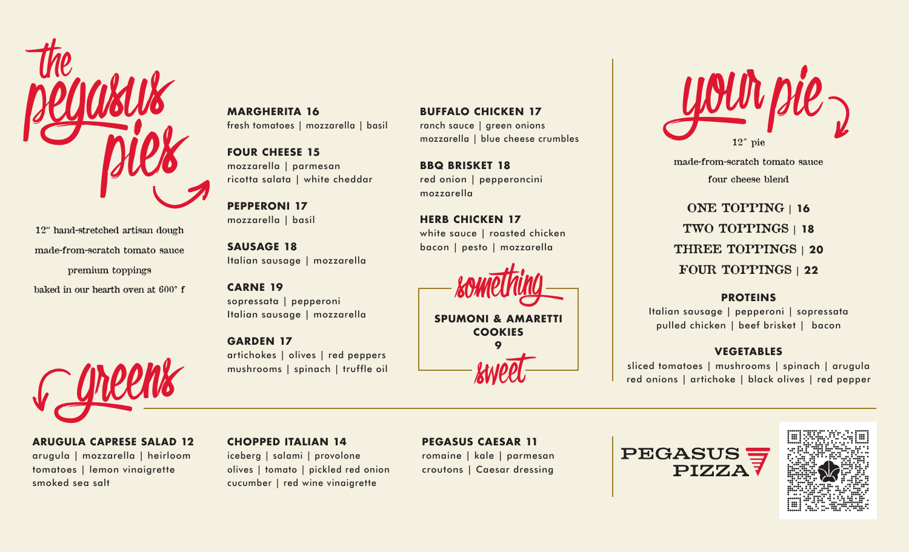# the pegasus pies

12" hand-stretched artisan dough

made-from-scratch tomato sauce

premium toppings

baked in our hearth oven at 600° f

**MARGHERITA 16**
fresh tomatoes | mozzarella | basil

**FOUR CHEESE 15**
mozzarella | parmesan
ricotta salata | white cheddar

**PEPPERONI 17**
mozzarella | basil

**SAUSAGE 18**
Italian sausage | mozzarella

**CARNE 19**
sopressata | pepperoni
Italian sausage | mozzarella

**GARDEN 17**
artichokes | olives | red peppers
mushrooms | spinach | truffle oil

**BUFFALO CHICKEN 17**
ranch sauce | green onions
mozzarella | blue cheese crumbles

**BBQ BRISKET 18**
red onion | pepperoncini
mozzarella

**HERB CHICKEN 17**
white sauce | roasted chicken
bacon | pesto | mozzarella

## something sweet

**SPUMONI & AMARETTI COOKIES**
**9**

# your pie

12" pie

made-from-scratch tomato sauce

four cheese blend

ONE TOPPING | **16**

TWO TOPPINGS | **18**

THREE TOPPINGS | **20**

FOUR TOPPINGS | **22**

**PROTEINS**
Italian sausage | pepperoni | sopressata
pulled chicken | beef brisket | bacon

**VEGETABLES**
sliced tomatoes | mushrooms | spinach | arugula
red onions | artichoke | black olives | red pepper

# greens

**ARUGULA CAPRESE SALAD 12**
arugula | mozzarella | heirloom
tomatoes | lemon vinaigrette
smoked sea salt

**CHOPPED ITALIAN 14**
iceberg | salami | provolone
olives | tomato | pickled red onion
cucumber | red wine vinaigrette

**PEGASUS CAESAR 11**
romaine | kale | parmesan
croutons | Caesar dressing

PEGASUS PIZZA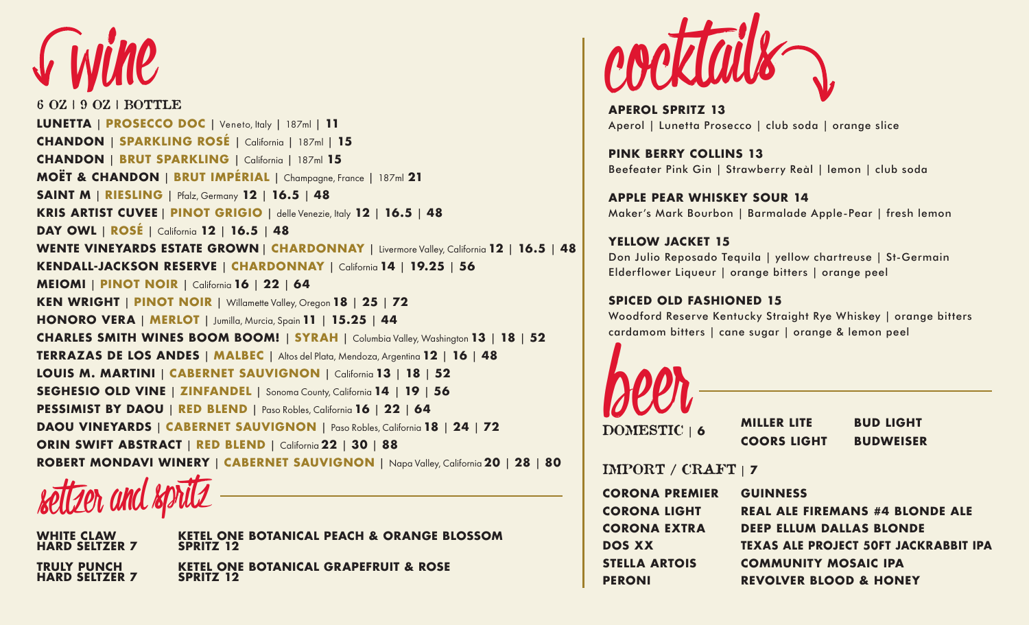# wine

6 OZ | 9 OZ | BOTTLE

**LUNETTA** | **PROSECCO DOC** | Veneto, Italy | 187ml | **11**
**CHANDON** | **SPARKLING ROSÉ** | California | 187ml | **15**
**CHANDON** | **BRUT SPARKLING** | California | 187ml **15**
**MOËT & CHANDON** | **BRUT IMPÉRIAL** | Champagne, France | 187ml **21**
**SAINT M** | **RIESLING** | Pfalz, Germany **12** | **16.5** | **48**
**KRIS ARTIST CUVEE** | **PINOT GRIGIO** | delle Venezie, Italy **12** | **16.5** | **48**
**DAY OWL** | **ROSÉ** | California **12** | **16.5** | **48**
**WENTE VINEYARDS ESTATE GROWN** | **CHARDONNAY** | Livermore Valley, California **12** | **16.5** | **48**
**KENDALL-JACKSON RESERVE** | **CHARDONNAY** | California **14** | **19.25** | **56**
**MEIOMI** | **PINOT NOIR** | California **16** | **22** | **64**
**KEN WRIGHT** | **PINOT NOIR** | Willamette Valley, Oregon **18** | **25** | **72**
**HONORO VERA** | **MERLOT** | Jumilla, Murcia, Spain **11** | **15.25** | **44**
**CHARLES SMITH WINES BOOM BOOM!** | **SYRAH** | Columbia Valley, Washington **13** | **18** | **52**
**TERRAZAS DE LOS ANDES** | **MALBEC** | Altos del Plata, Mendoza, Argentina **12** | **16** | **48**
**LOUIS M. MARTINI** | **CABERNET SAUVIGNON** | California **13** | **18** | **52**
**SEGHESIO OLD VINE** | **ZINFANDEL** | Sonoma County, California **14** | **19** | **56**
**PESSIMIST BY DAOU** | **RED BLEND** | Paso Robles, California **16** | **22** | **64**
**DAOU VINEYARDS** | **CABERNET SAUVIGNON** | Paso Robles, California **18** | **24** | **72**
**ORIN SWIFT ABSTRACT** | **RED BLEND** | California **22** | **30** | **88**
**ROBERT MONDAVI WINERY** | **CABERNET SAUVIGNON** | Napa Valley, California **20** | **28** | **80**

# seltzer and spritz

**WHITE CLAW HARD SELTZER 7**

**TRULY PUNCH HARD SELTZER 7**

**KETEL ONE BOTANICAL PEACH & ORANGE BLOSSOM SPRITZ 12**

**KETEL ONE BOTANICAL GRAPEFRUIT & ROSE SPRITZ 12**

# cocktails

**APEROL SPRITZ 13**
Aperol | Lunetta Prosecco | club soda | orange slice

**PINK BERRY COLLINS 13**
Beefeater Pink Gin | Strawberry Reàl | lemon | club soda

**APPLE PEAR WHISKEY SOUR 14**
Maker's Mark Bourbon | Barmalade Apple-Pear | fresh lemon

**YELLOW JACKET 15**
Don Julio Reposado Tequila | yellow chartreuse | St-Germain Elderflower Liqueur | orange bitters | orange peel

**SPICED OLD FASHIONED 15**
Woodford Reserve Kentucky Straight Rye Whiskey | orange bitters cardamom bitters | cane sugar | orange & lemon peel

# beer

DOMESTIC | 6

**MILLER LITE**
**COORS LIGHT**
**BUD LIGHT**
**BUDWEISER**

IMPORT / CRAFT | 7

**CORONA PREMIER**
**CORONA LIGHT**
**CORONA EXTRA**
**DOS XX**
**STELLA ARTOIS**
**PERONI**
**GUINNESS**
**REAL ALE FIREMANS #4 BLONDE ALE**
**DEEP ELLUM DALLAS BLONDE**
**TEXAS ALE PROJECT 50FT JACKRABBIT IPA**
**COMMUNITY MOSAIC IPA**
**REVOLVER BLOOD & HONEY**